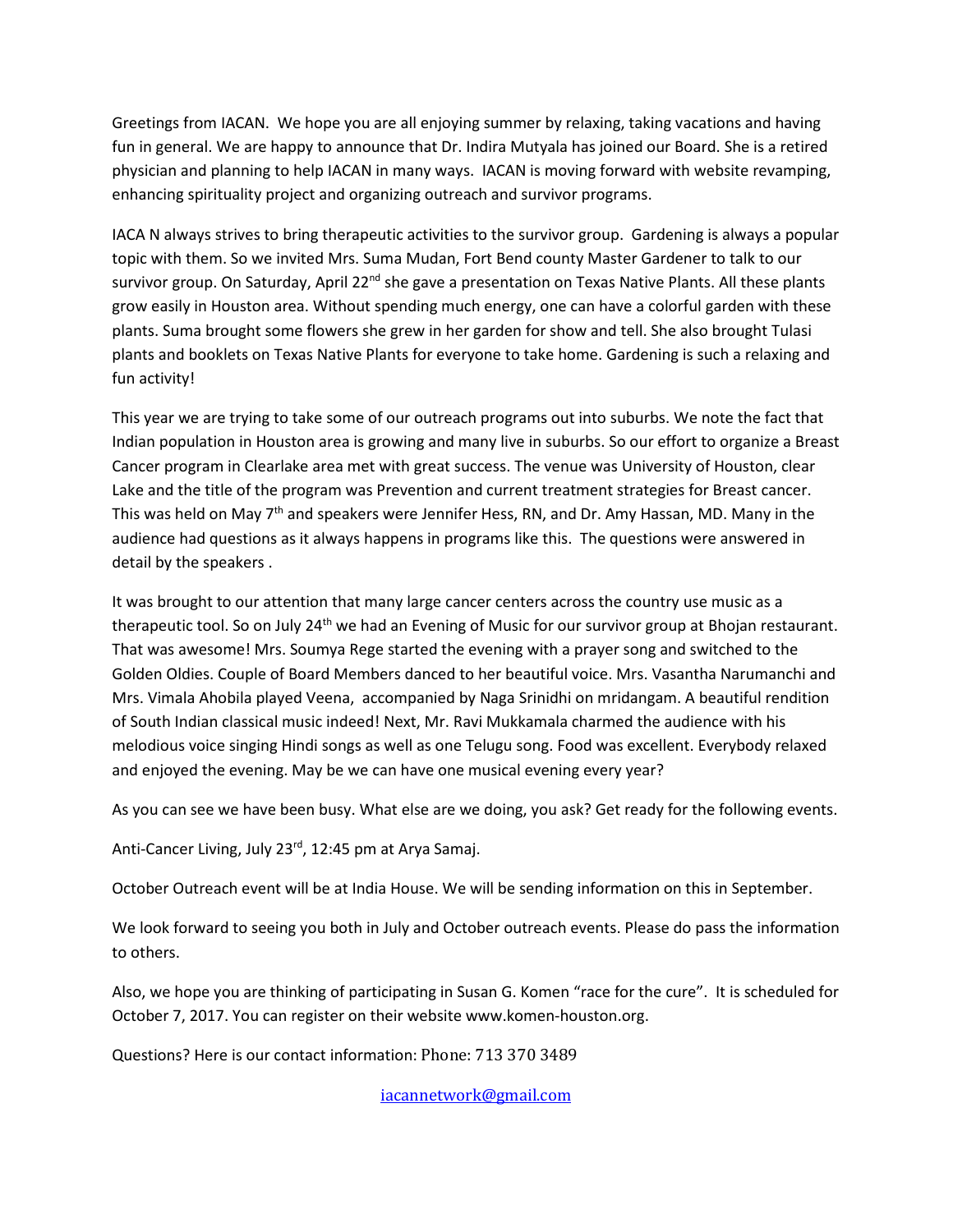Greetings from IACAN. We hope you are all enjoying summer by relaxing, taking vacations and having fun in general. We are happy to announce that Dr. Indira Mutyala has joined our Board. She is a retired physician and planning to help IACAN in many ways. IACAN is moving forward with website revamping, enhancing spirituality project and organizing outreach and survivor programs.

IACA N always strives to bring therapeutic activities to the survivor group. Gardening is always a popular topic with them. So we invited Mrs. Suma Mudan, Fort Bend county Master Gardener to talk to our survivor group. On Saturday, April 22nd she gave a presentation on Texas Native Plants. All these plants grow easily in Houston area. Without spending much energy, one can have a colorful garden with these plants. Suma brought some flowers she grew in her garden for show and tell. She also brought Tulasi plants and booklets on Texas Native Plants for everyone to take home. Gardening is such a relaxing and fun activity!

This year we are trying to take some of our outreach programs out into suburbs. We note the fact that Indian population in Houston area is growing and many live in suburbs. So our effort to organize a Breast Cancer program in Clearlake area met with great success. The venue was University of Houston, clear Lake and the title of the program was Prevention and current treatment strategies for Breast cancer. This was held on May 7th and speakers were Jennifer Hess, RN, and Dr. Amy Hassan, MD. Many in the audience had questions as it always happens in programs like this. The questions were answered in detail by the speakers .

It was brought to our attention that many large cancer centers across the country use music as a therapeutic tool. So on July 24th we had an Evening of Music for our survivor group at Bhojan restaurant. That was awesome! Mrs. Soumya Rege started the evening with a prayer song and switched to the Golden Oldies. Couple of Board Members danced to her beautiful voice. Mrs. Vasantha Narumanchi and Mrs. Vimala Ahobila played Veena, accompanied by Naga Srinidhi on mridangam. A beautiful rendition of South Indian classical music indeed! Next, Mr. Ravi Mukkamala charmed the audience with his melodious voice singing Hindi songs as well as one Telugu song. Food was excellent. Everybody relaxed and enjoyed the evening. May be we can have one musical evening every year?

As you can see we have been busy. What else are we doing, you ask? Get ready for the following events.

Anti-Cancer Living, July 23rd, 12:45 pm at Arya Samaj.

October Outreach event will be at India House. We will be sending information on this in September.

We look forward to seeing you both in July and October outreach events. Please do pass the information to others.

Also, we hope you are thinking of participating in Susan G. Komen "race for the cure". It is scheduled for October 7, 2017. You can register on their website www.komen-houston.org.

Questions? Here is our contact information: Phone: 713 370 3489

iacannetwork@gmail.com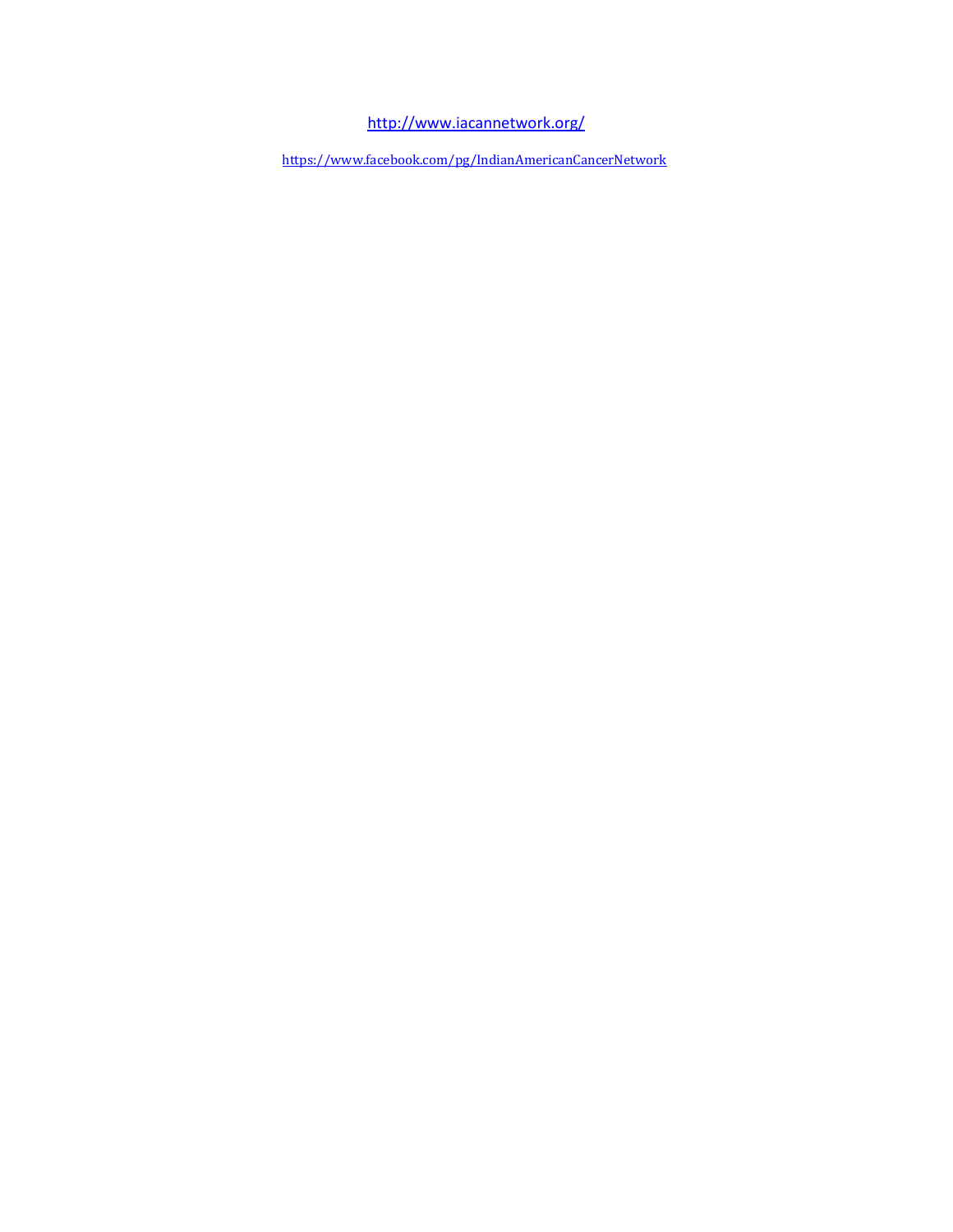http://www.iacannetwork.org/

https://www.facebook.com/pg/IndianAmericanCancerNetwork